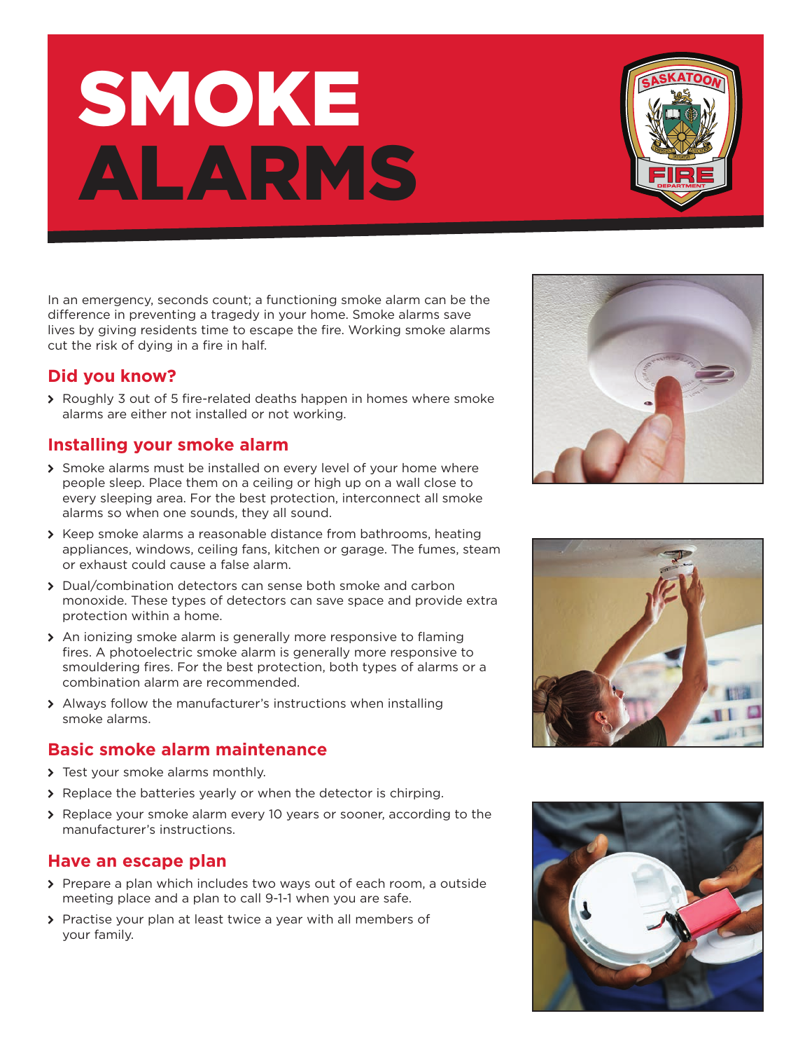# SMOKE ALARMS

In an emergency, seconds count; a functioning smoke alarm can be the difference in preventing a tragedy in your home. Smoke alarms save lives by giving residents time to escape the fire. Working smoke alarms cut the risk of dying in a fire in half.

## Did you know?

- Roughly 3 out of 5 fire-related deaths happen in homes where smoke alarms are either not installed or not working.

## Installing your smoke alarm

- Smoke alarms must be installed on every level of your home where people sleep. Place them on a ceiling or high up on a wall close to every sleeping area. For the best protection, interconnect all smoke alarms so when one sounds, they all sound.
- Keep smoke alarms a reasonable distance from bathrooms, heating appliances, windows, ceiling fans, kitchen or garage. The fumes, steam or exhaust could cause a false alarm.
- Dual/combination detectors can sense both smoke and carbon monoxide. These types of detectors can save space and provide extra protection within a home.
- An ionizing smoke alarm is generally more responsive to flaming fires. A photoelectric smoke alarm is generally more responsive to smouldering fires. For the best protection, both types of alarms or a combination alarm are recommended.
- Always follow the manufacturer's instructions when installing smoke alarms.

## Basic smoke alarm maintenance

- Test your smoke alarms monthly.
- Replace the batteries yearly or when the detector is chirping.
- Replace your smoke alarm every 10 years or sooner, according to the manufacturer's instructions.

## Have an escape plan

- Prepare a plan which includes two ways out of each room, a outside meeting place and a plan to call 9-1-1 when you are safe.
- Practise your plan at least twice a year with all members of your family.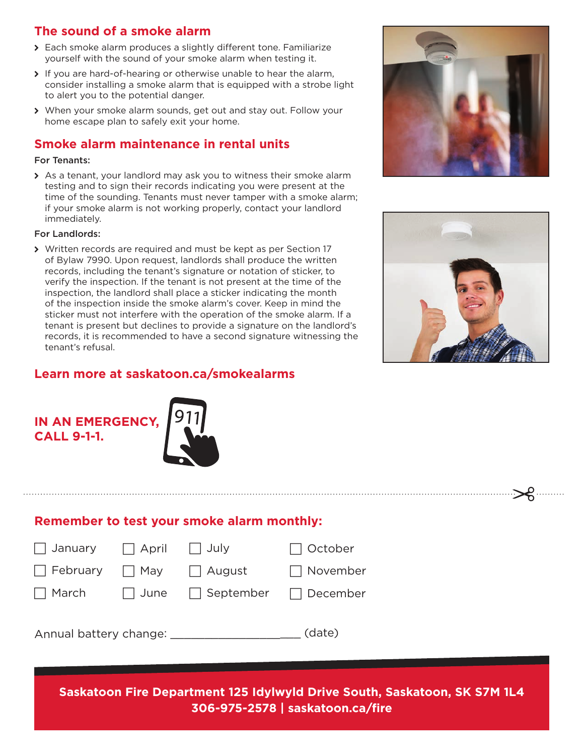## The sound of a smoke alarm

- Each smoke alarm produces a slightly different tone. Familiarize yourself with the sound of your smoke alarm when testing it.
- If you are hard-of-hearing or otherwise unable to hear the alarm, consider installing a smoke alarm that is equipped with a strobe light to alert you to the potential danger.
- When your smoke alarm sounds, get out and stay out. Follow your home escape plan to safely exit your home.

## Smoke alarm maintenance in rental units

**For Tenants:**

- As a tenant, your landlord may ask you to witness their smoke alarm testing and to sign their records indicating you were present at the time of the sounding. Tenants must never tamper with a smoke alarm; if your smoke alarm is not working properly, contact your landlord immediately.

**For Landlords:**

- Written records are required and must be kept as per Section 17 of Bylaw 7990. Upon request, landlords shall produce the written records, including the tenant's signature or notation of sticker, to verify the inspection. If the tenant is not present at the time of the inspection, the landlord shall place a sticker indicating the month of the inspection inside the smoke alarm's cover. Keep in mind the sticker must not interfere with the operation of the smoke alarm. If a tenant is present but declines to provide a signature on the landlord's records, it is recommended to have a second signature witnessing the tenant's refusal.

## Learn more at saskatoon.ca/smokealarms

**IN AN EMERGENCY, CALL 9-1-1.**

## Remember to test your smoke alarm monthly:

- ☐ January
- ☐ February
- ☐ March
- ☐ April
- ☐ May
- ☐ June
- ☐ July
- ☐ August
- ☐ September
- ☐ October
- ☐ November
- ☐ December

Annual battery change: ______________________ (date)

**Saskatoon Fire Department 125 Idylwyld Drive South, Saskatoon, SK S7M 1L4**
**306-975-2578 | saskatoon.ca/fire**